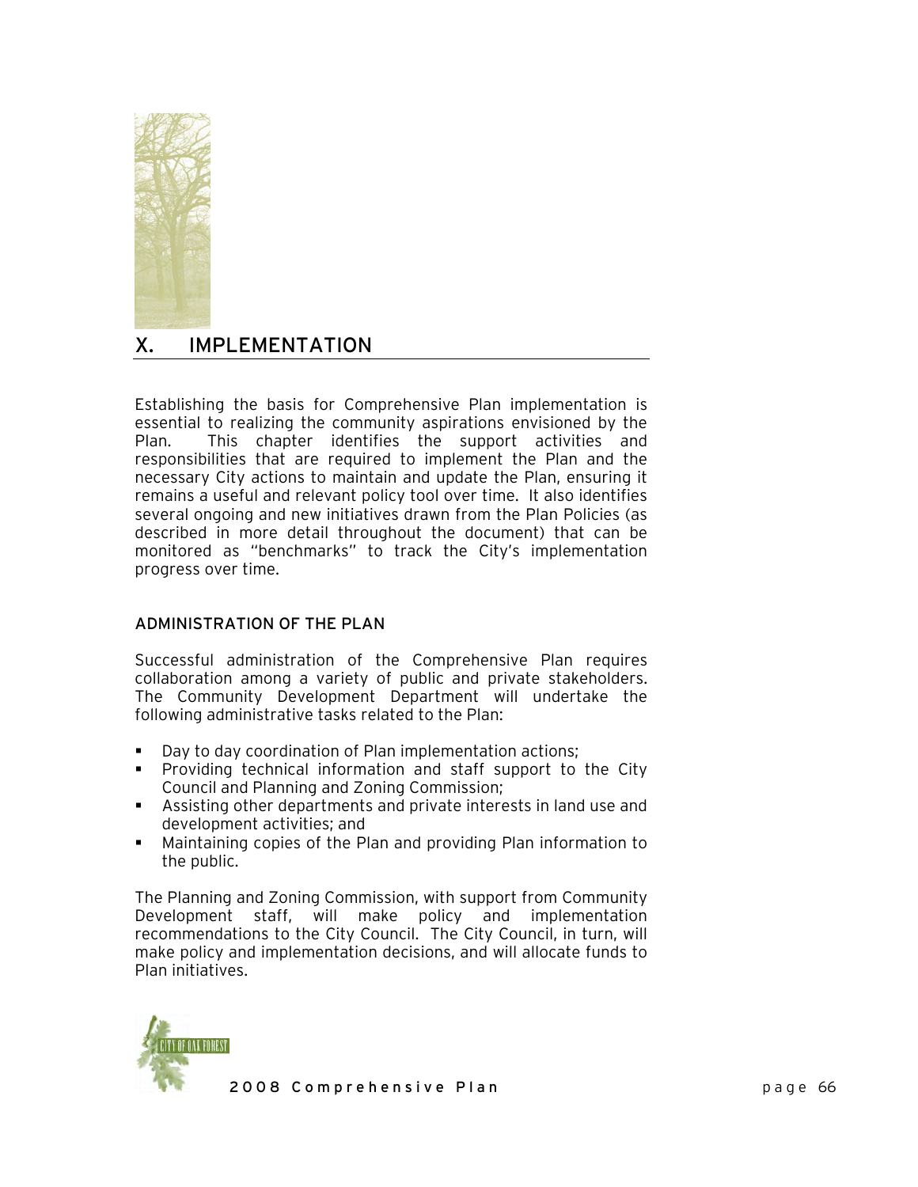# X. IMPLEMENTATION

Establishing the basis for Comprehensive Plan implementation is essential to realizing the community aspirations envisioned by the Plan. This chapter identifies the support activities and responsibilities that are required to implement the Plan and the necessary City actions to maintain and update the Plan, ensuring it remains a useful and relevant policy tool over time. It also identifies several ongoing and new initiatives drawn from the Plan Policies (as described in more detail throughout the document) that can be monitored as "benchmarks" to track the City's implementation progress over time.

## ADMINISTRATION OF THE PLAN

Successful administration of the Comprehensive Plan requires collaboration among a variety of public and private stakeholders. The Community Development Department will undertake the following administrative tasks related to the Plan:

- Day to day coordination of Plan implementation actions;
- Providing technical information and staff support to the City Council and Planning and Zoning Commission;
- Assisting other departments and private interests in land use and development activities; and
- Maintaining copies of the Plan and providing Plan information to the public.

The Planning and Zoning Commission, with support from Community Development staff, will make policy and implementation recommendations to the City Council. The City Council, in turn, will make policy and implementation decisions, and will allocate funds to Plan initiatives.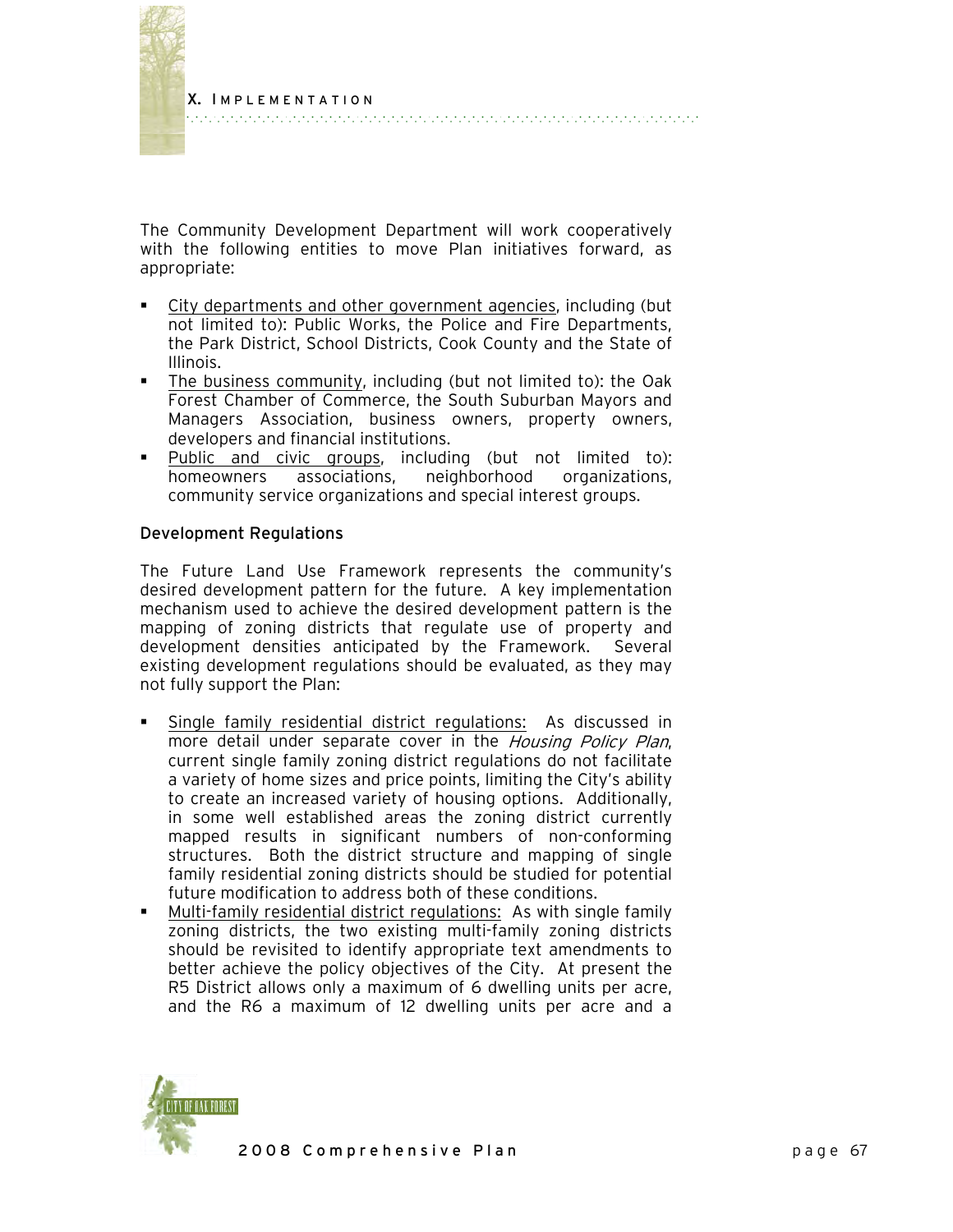The Community Development Department will work cooperatively with the following entities to move Plan initiatives forward, as appropriate:

- City departments and other government agencies, including (but not limited to): Public Works, the Police and Fire Departments, the Park District, School Districts, Cook County and the State of Illinois.
- The business community, including (but not limited to): the Oak Forest Chamber of Commerce, the South Suburban Mayors and Managers Association, business owners, property owners, developers and financial institutions.
- Public and civic groups, including (but not limited to): homeowners associations, neighborhood organizations, community service organizations and special interest groups.

### Development Regulations

The Future Land Use Framework represents the community's desired development pattern for the future. A key implementation mechanism used to achieve the desired development pattern is the mapping of zoning districts that regulate use of property and development densities anticipated by the Framework. Several existing development regulations should be evaluated, as they may not fully support the Plan:

- Single family residential district regulations: As discussed in more detail under separate cover in the *Housing Policy Plan*, current single family zoning district regulations do not facilitate a variety of home sizes and price points, limiting the City's ability to create an increased variety of housing options. Additionally, in some well established areas the zoning district currently mapped results in significant numbers of non-conforming structures. Both the district structure and mapping of single family residential zoning districts should be studied for potential future modification to address both of these conditions.
- Multi-family residential district regulations: As with single family zoning districts, the two existing multi-family zoning districts should be revisited to identify appropriate text amendments to better achieve the policy objectives of the City. At present the R5 District allows only a maximum of 6 dwelling units per acre, and the R6 a maximum of 12 dwelling units per acre and a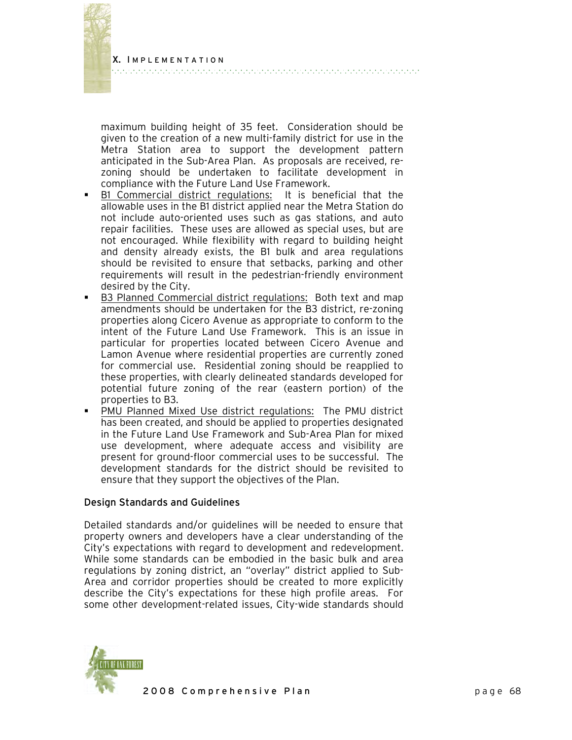maximum building height of 35 feet. Consideration should be given to the creation of a new multi-family district for use in the Metra Station area to support the development pattern anticipated in the Sub-Area Plan. As proposals are received, re-zoning should be undertaken to facilitate development in compliance with the Future Land Use Framework.

- B1 Commercial district regulations: It is beneficial that the allowable uses in the B1 district applied near the Metra Station do not include auto-oriented uses such as gas stations, and auto repair facilities. These uses are allowed as special uses, but are not encouraged. While flexibility with regard to building height and density already exists, the B1 bulk and area regulations should be revisited to ensure that setbacks, parking and other requirements will result in the pedestrian-friendly environment desired by the City.
- B3 Planned Commercial district regulations: Both text and map amendments should be undertaken for the B3 district, re-zoning properties along Cicero Avenue as appropriate to conform to the intent of the Future Land Use Framework. This is an issue in particular for properties located between Cicero Avenue and Lamon Avenue where residential properties are currently zoned for commercial use. Residential zoning should be reapplied to these properties, with clearly delineated standards developed for potential future zoning of the rear (eastern portion) of the properties to B3.
- PMU Planned Mixed Use district regulations: The PMU district has been created, and should be applied to properties designated in the Future Land Use Framework and Sub-Area Plan for mixed use development, where adequate access and visibility are present for ground-floor commercial uses to be successful. The development standards for the district should be revisited to ensure that they support the objectives of the Plan.

### Design Standards and Guidelines

Detailed standards and/or guidelines will be needed to ensure that property owners and developers have a clear understanding of the City's expectations with regard to development and redevelopment. While some standards can be embodied in the basic bulk and area regulations by zoning district, an "overlay" district applied to Sub-Area and corridor properties should be created to more explicitly describe the City's expectations for these high profile areas. For some other development-related issues, City-wide standards should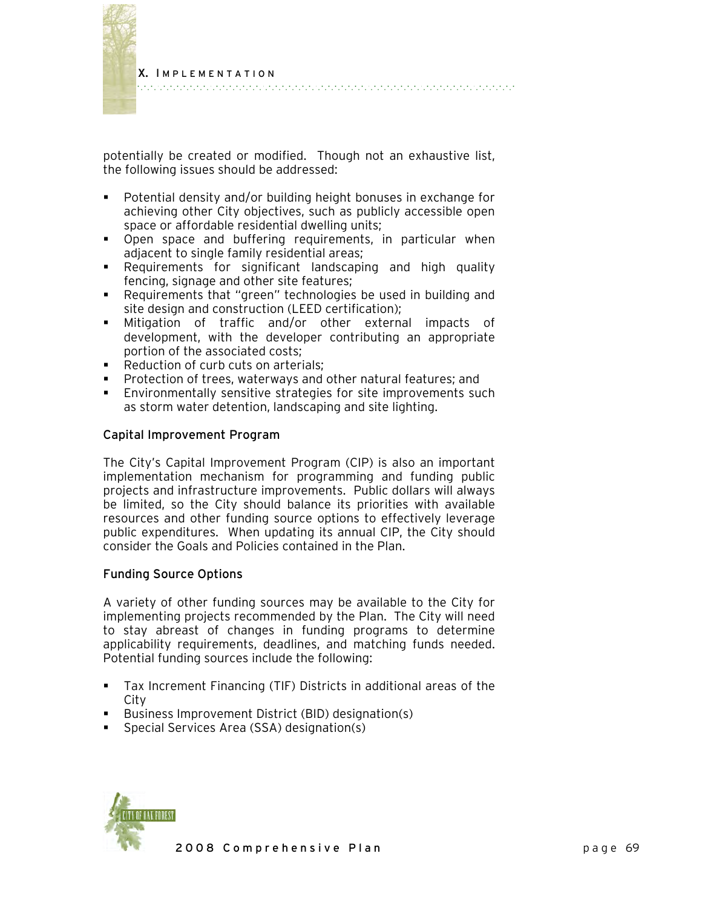potentially be created or modified. Though not an exhaustive list, the following issues should be addressed:

- Potential density and/or building height bonuses in exchange for achieving other City objectives, such as publicly accessible open space or affordable residential dwelling units;
- Open space and buffering requirements, in particular when adjacent to single family residential areas;
- Requirements for significant landscaping and high quality fencing, signage and other site features;
- Requirements that "green" technologies be used in building and site design and construction (LEED certification);
- Mitigation of traffic and/or other external impacts of development, with the developer contributing an appropriate portion of the associated costs;
- Reduction of curb cuts on arterials;
- Protection of trees, waterways and other natural features; and
- Environmentally sensitive strategies for site improvements such as storm water detention, landscaping and site lighting.

### Capital Improvement Program

The City's Capital Improvement Program (CIP) is also an important implementation mechanism for programming and funding public projects and infrastructure improvements. Public dollars will always be limited, so the City should balance its priorities with available resources and other funding source options to effectively leverage public expenditures. When updating its annual CIP, the City should consider the Goals and Policies contained in the Plan.

### Funding Source Options

A variety of other funding sources may be available to the City for implementing projects recommended by the Plan. The City will need to stay abreast of changes in funding programs to determine applicability requirements, deadlines, and matching funds needed. Potential funding sources include the following:

- Tax Increment Financing (TIF) Districts in additional areas of the City
- Business Improvement District (BID) designation(s)
- Special Services Area (SSA) designation(s)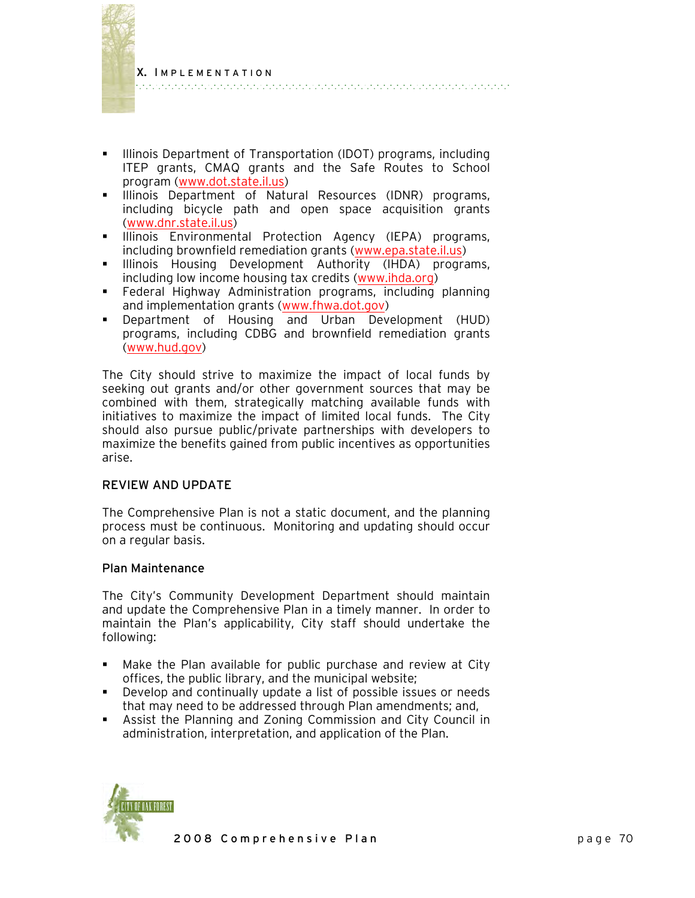- Illinois Department of Transportation (IDOT) programs, including ITEP grants, CMAQ grants and the Safe Routes to School program (www.dot.state.il.us)
- Illinois Department of Natural Resources (IDNR) programs, including bicycle path and open space acquisition grants (www.dnr.state.il.us)
- Illinois Environmental Protection Agency (IEPA) programs, including brownfield remediation grants (www.epa.state.il.us)
- Illinois Housing Development Authority (IHDA) programs, including low income housing tax credits (www.ihda.org)
- Federal Highway Administration programs, including planning and implementation grants (www.fhwa.dot.gov)
- Department of Housing and Urban Development (HUD) programs, including CDBG and brownfield remediation grants (www.hud.gov)

The City should strive to maximize the impact of local funds by seeking out grants and/or other government sources that may be combined with them, strategically matching available funds with initiatives to maximize the impact of limited local funds. The City should also pursue public/private partnerships with developers to maximize the benefits gained from public incentives as opportunities arise.

## REVIEW AND UPDATE

The Comprehensive Plan is not a static document, and the planning process must be continuous. Monitoring and updating should occur on a regular basis.

### Plan Maintenance

The City's Community Development Department should maintain and update the Comprehensive Plan in a timely manner. In order to maintain the Plan's applicability, City staff should undertake the following:

- Make the Plan available for public purchase and review at City offices, the public library, and the municipal website;
- Develop and continually update a list of possible issues or needs that may need to be addressed through Plan amendments; and,
- Assist the Planning and Zoning Commission and City Council in administration, interpretation, and application of the Plan.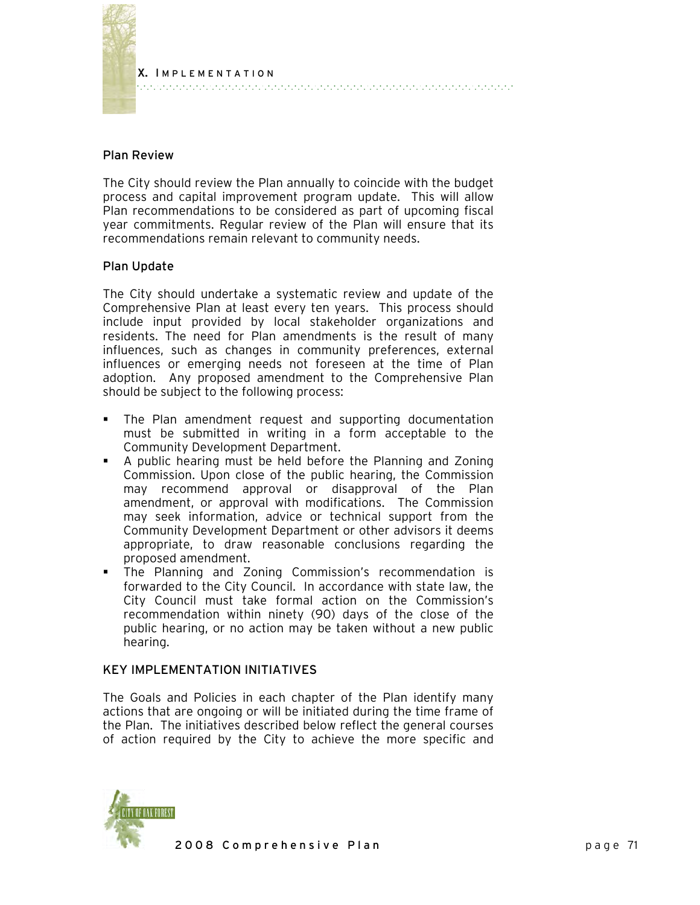## Plan Review

The City should review the Plan annually to coincide with the budget process and capital improvement program update. This will allow Plan recommendations to be considered as part of upcoming fiscal year commitments. Regular review of the Plan will ensure that its recommendations remain relevant to community needs.

## Plan Update

The City should undertake a systematic review and update of the Comprehensive Plan at least every ten years. This process should include input provided by local stakeholder organizations and residents. The need for Plan amendments is the result of many influences, such as changes in community preferences, external influences or emerging needs not foreseen at the time of Plan adoption. Any proposed amendment to the Comprehensive Plan should be subject to the following process:

- The Plan amendment request and supporting documentation must be submitted in writing in a form acceptable to the Community Development Department.
- A public hearing must be held before the Planning and Zoning Commission. Upon close of the public hearing, the Commission may recommend approval or disapproval of the Plan amendment, or approval with modifications. The Commission may seek information, advice or technical support from the Community Development Department or other advisors it deems appropriate, to draw reasonable conclusions regarding the proposed amendment.
- The Planning and Zoning Commission's recommendation is forwarded to the City Council. In accordance with state law, the City Council must take formal action on the Commission's recommendation within ninety (90) days of the close of the public hearing, or no action may be taken without a new public hearing.

## KEY IMPLEMENTATION INITIATIVES

The Goals and Policies in each chapter of the Plan identify many actions that are ongoing or will be initiated during the time frame of the Plan. The initiatives described below reflect the general courses of action required by the City to achieve the more specific and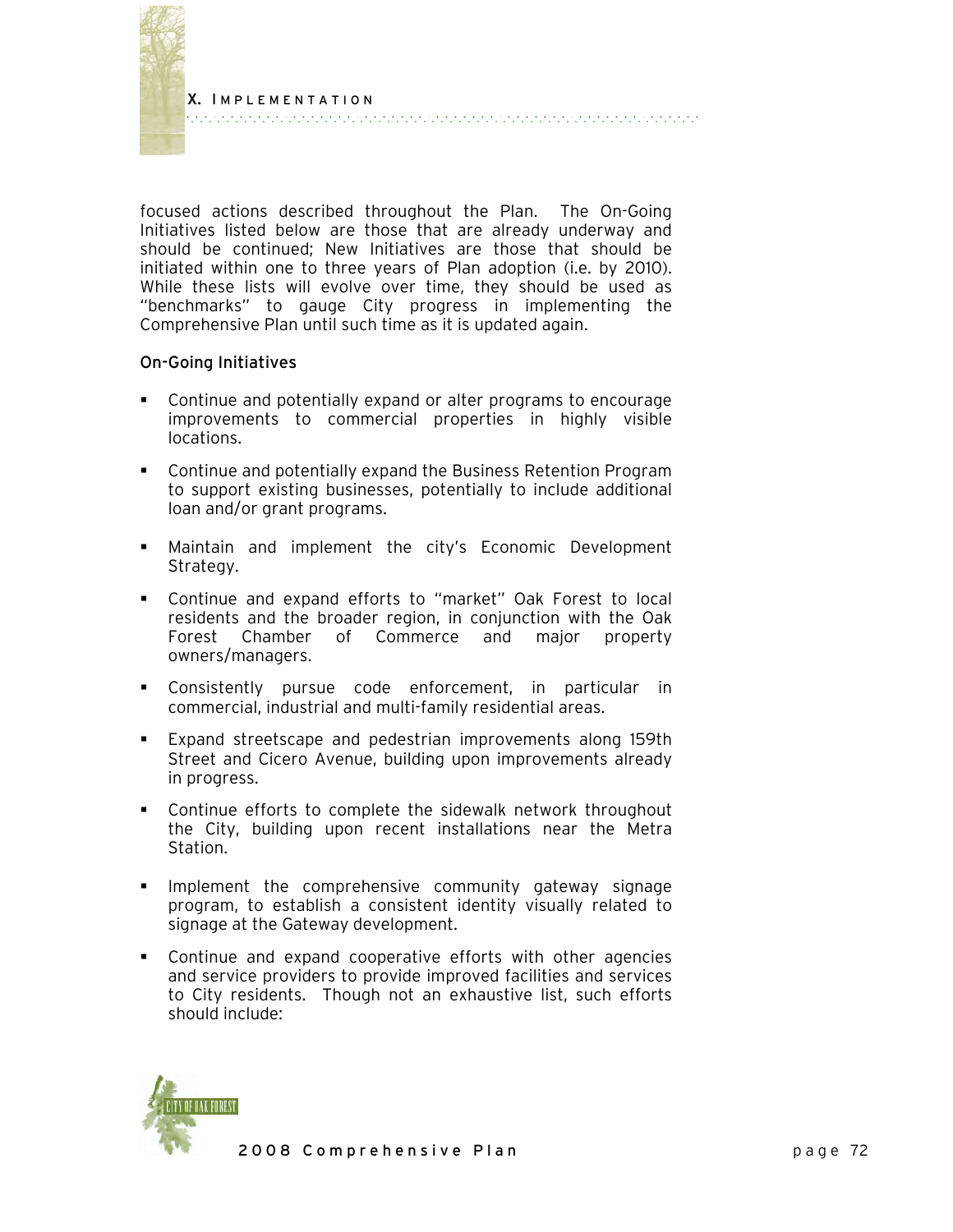focused actions described throughout the Plan. The On-Going Initiatives listed below are those that are already underway and should be continued; New Initiatives are those that should be initiated within one to three years of Plan adoption (i.e. by 2010). While these lists will evolve over time, they should be used as "benchmarks" to gauge City progress in implementing the Comprehensive Plan until such time as it is updated again.

### On-Going Initiatives

- Continue and potentially expand or alter programs to encourage improvements to commercial properties in highly visible locations.
- Continue and potentially expand the Business Retention Program to support existing businesses, potentially to include additional loan and/or grant programs.
- Maintain and implement the city's Economic Development Strategy.
- Continue and expand efforts to "market" Oak Forest to local residents and the broader region, in conjunction with the Oak Forest Chamber of Commerce and major property owners/managers.
- Consistently pursue code enforcement, in particular in commercial, industrial and multi-family residential areas.
- Expand streetscape and pedestrian improvements along 159th Street and Cicero Avenue, building upon improvements already in progress.
- Continue efforts to complete the sidewalk network throughout the City, building upon recent installations near the Metra Station.
- Implement the comprehensive community gateway signage program, to establish a consistent identity visually related to signage at the Gateway development.
- Continue and expand cooperative efforts with other agencies and service providers to provide improved facilities and services to City residents. Though not an exhaustive list, such efforts should include: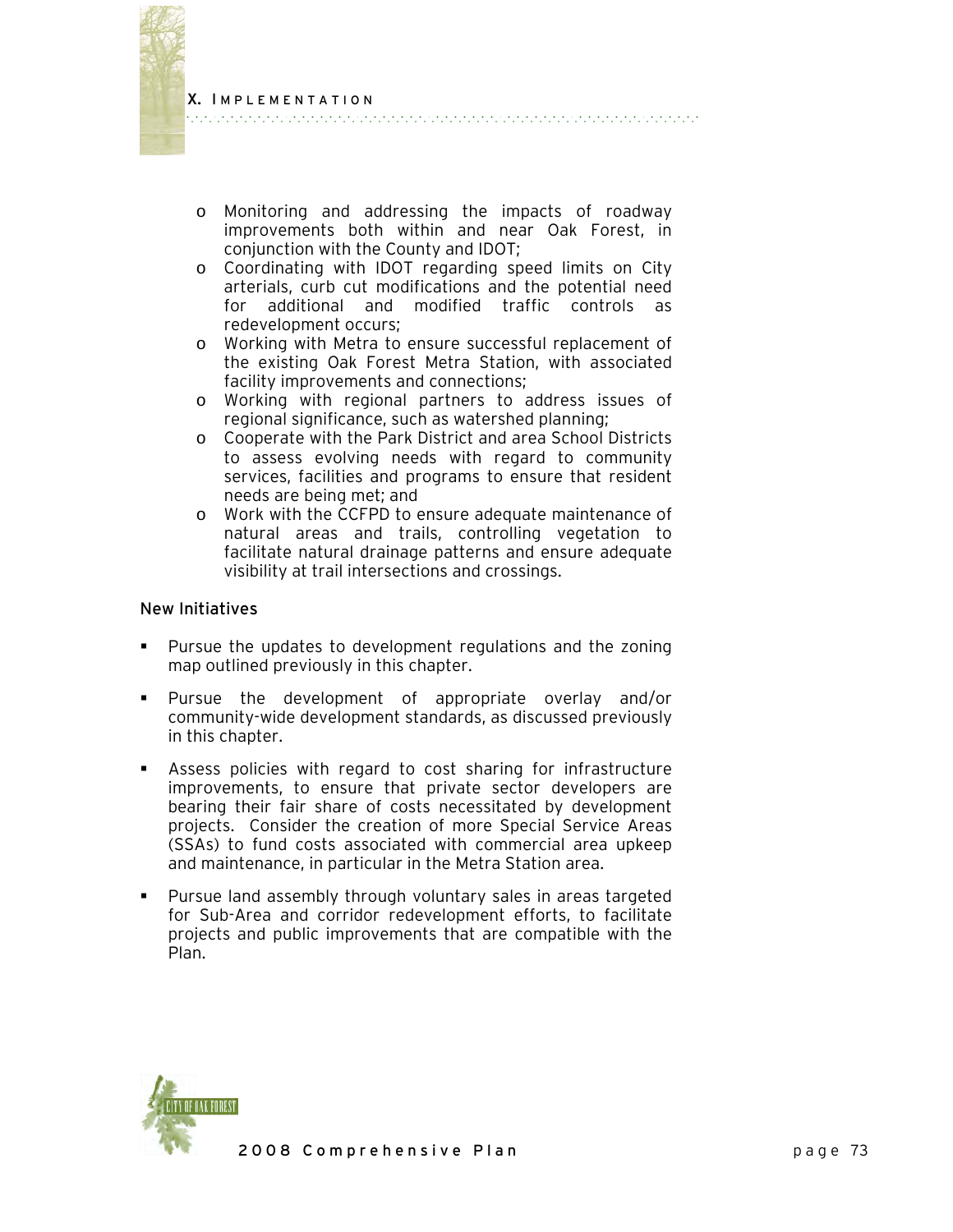- Monitoring and addressing the impacts of roadway improvements both within and near Oak Forest, in conjunction with the County and IDOT;
- Coordinating with IDOT regarding speed limits on City arterials, curb cut modifications and the potential need for additional and modified traffic controls as redevelopment occurs;
- Working with Metra to ensure successful replacement of the existing Oak Forest Metra Station, with associated facility improvements and connections;
- Working with regional partners to address issues of regional significance, such as watershed planning;
- Cooperate with the Park District and area School Districts to assess evolving needs with regard to community services, facilities and programs to ensure that resident needs are being met; and
- Work with the CCFPD to ensure adequate maintenance of natural areas and trails, controlling vegetation to facilitate natural drainage patterns and ensure adequate visibility at trail intersections and crossings.

### New Initiatives

- Pursue the updates to development regulations and the zoning map outlined previously in this chapter.

- Pursue the development of appropriate overlay and/or community-wide development standards, as discussed previously in this chapter.

- Assess policies with regard to cost sharing for infrastructure improvements, to ensure that private sector developers are bearing their fair share of costs necessitated by development projects. Consider the creation of more Special Service Areas (SSAs) to fund costs associated with commercial area upkeep and maintenance, in particular in the Metra Station area.

- Pursue land assembly through voluntary sales in areas targeted for Sub-Area and corridor redevelopment efforts, to facilitate projects and public improvements that are compatible with the Plan.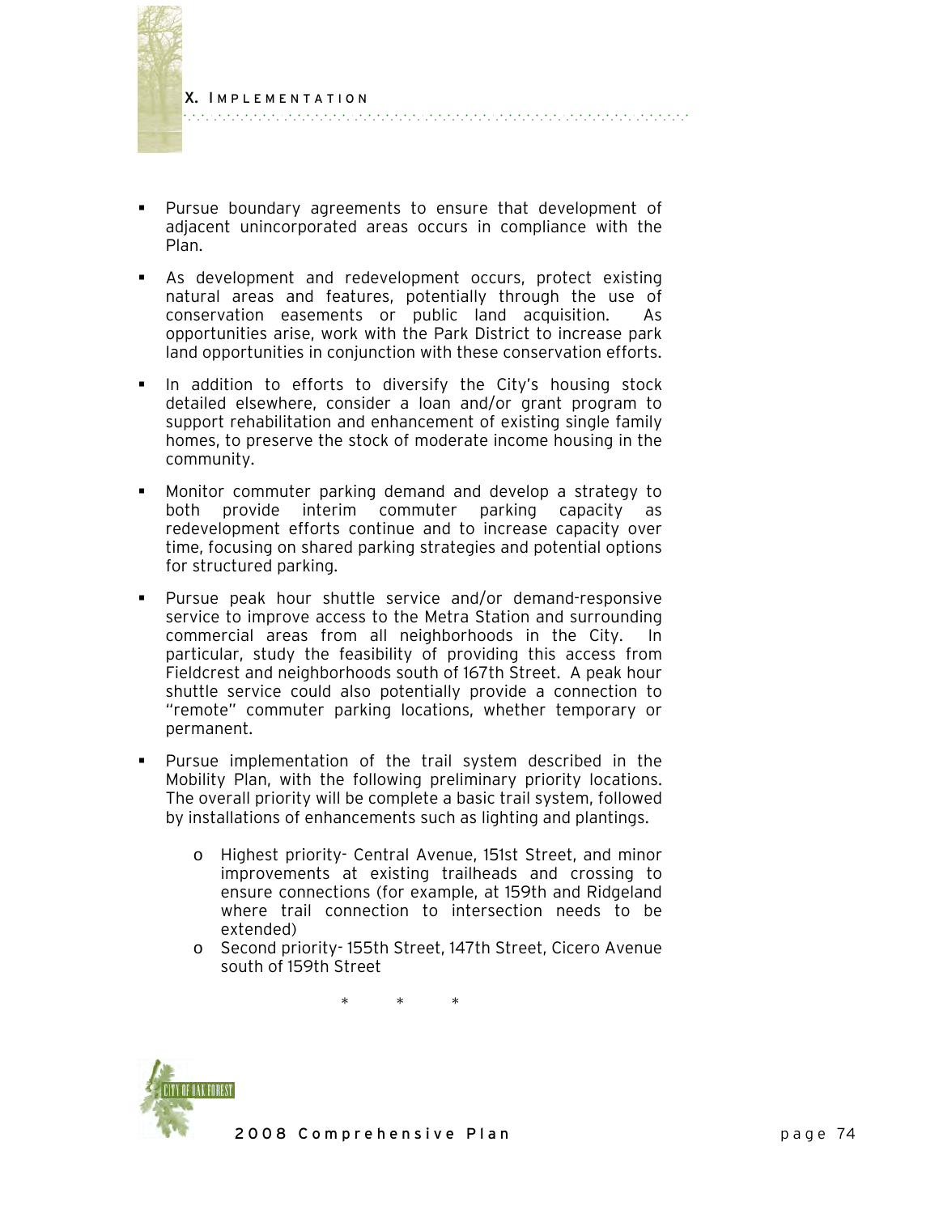- Pursue boundary agreements to ensure that development of adjacent unincorporated areas occurs in compliance with the Plan.

- As development and redevelopment occurs, protect existing natural areas and features, potentially through the use of conservation easements or public land acquisition. As opportunities arise, work with the Park District to increase park land opportunities in conjunction with these conservation efforts.

- In addition to efforts to diversify the City's housing stock detailed elsewhere, consider a loan and/or grant program to support rehabilitation and enhancement of existing single family homes, to preserve the stock of moderate income housing in the community.

- Monitor commuter parking demand and develop a strategy to both provide interim commuter parking capacity as redevelopment efforts continue and to increase capacity over time, focusing on shared parking strategies and potential options for structured parking.

- Pursue peak hour shuttle service and/or demand-responsive service to improve access to the Metra Station and surrounding commercial areas from all neighborhoods in the City. In particular, study the feasibility of providing this access from Fieldcrest and neighborhoods south of 167th Street. A peak hour shuttle service could also potentially provide a connection to "remote" commuter parking locations, whether temporary or permanent.

- Pursue implementation of the trail system described in the Mobility Plan, with the following preliminary priority locations. The overall priority will be complete a basic trail system, followed by installations of enhancements such as lighting and plantings.

    - Highest priority- Central Avenue, 151st Street, and minor improvements at existing trailheads and crossing to ensure connections (for example, at 159th and Ridgeland where trail connection to intersection needs to be extended)
    - Second priority- 155th Street, 147th Street, Cicero Avenue south of 159th Street

\*   \*   \*